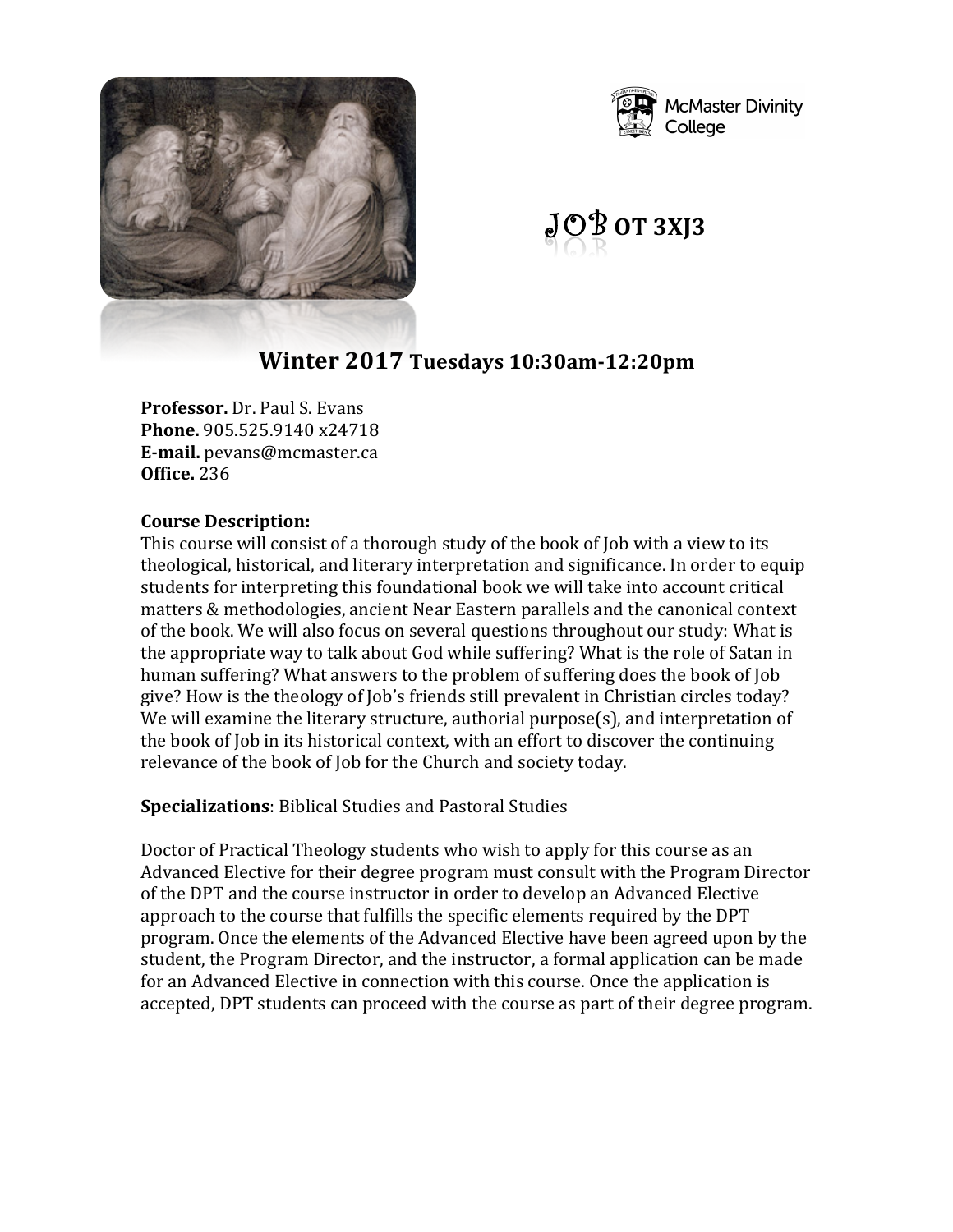McMaster Divinity College

# JOB OT 3XJ3

## Winter 2017 Tuesdays 10:30am-12:20pm

**Professor.** Dr. Paul S. Evans
**Phone.** 905.525.9140 x24718
**E-mail.** pevans@mcmaster.ca
**Office.** 236

**Course Description:**
This course will consist of a thorough study of the book of Job with a view to its theological, historical, and literary interpretation and significance. In order to equip students for interpreting this foundational book we will take into account critical matters & methodologies, ancient Near Eastern parallels and the canonical context of the book. We will also focus on several questions throughout our study: What is the appropriate way to talk about God while suffering? What is the role of Satan in human suffering? What answers to the problem of suffering does the book of Job give? How is the theology of Job's friends still prevalent in Christian circles today? We will examine the literary structure, authorial purpose(s), and interpretation of the book of Job in its historical context, with an effort to discover the continuing relevance of the book of Job for the Church and society today.

**Specializations**: Biblical Studies and Pastoral Studies

Doctor of Practical Theology students who wish to apply for this course as an Advanced Elective for their degree program must consult with the Program Director of the DPT and the course instructor in order to develop an Advanced Elective approach to the course that fulfills the specific elements required by the DPT program. Once the elements of the Advanced Elective have been agreed upon by the student, the Program Director, and the instructor, a formal application can be made for an Advanced Elective in connection with this course. Once the application is accepted, DPT students can proceed with the course as part of their degree program.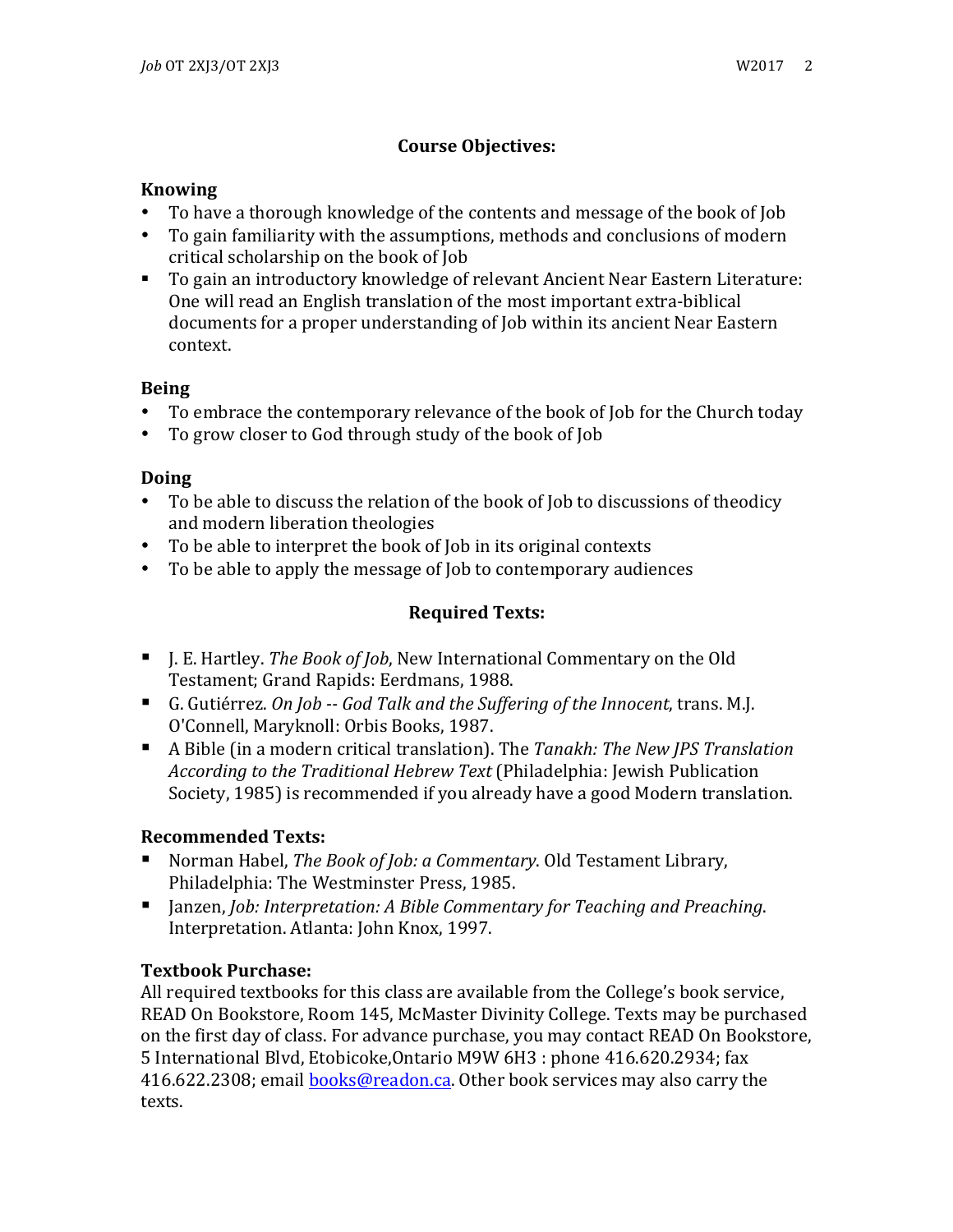## Course Objectives:

### Knowing

- To have a thorough knowledge of the contents and message of the book of Job
- To gain familiarity with the assumptions, methods and conclusions of modern critical scholarship on the book of Job
- To gain an introductory knowledge of relevant Ancient Near Eastern Literature: One will read an English translation of the most important extra-biblical documents for a proper understanding of Job within its ancient Near Eastern context.

### Being

- To embrace the contemporary relevance of the book of Job for the Church today
- To grow closer to God through study of the book of Job

### Doing

- To be able to discuss the relation of the book of Job to discussions of theodicy and modern liberation theologies
- To be able to interpret the book of Job in its original contexts
- To be able to apply the message of Job to contemporary audiences

## Required Texts:

- J. E. Hartley. *The Book of Job*, New International Commentary on the Old Testament; Grand Rapids: Eerdmans, 1988.
- G. Gutiérrez. *On Job -- God Talk and the Suffering of the Innocent*, trans. M.J. O'Connell, Maryknoll: Orbis Books, 1987.
- A Bible (in a modern critical translation). The *Tanakh: The New JPS Translation According to the Traditional Hebrew Text* (Philadelphia: Jewish Publication Society, 1985) is recommended if you already have a good Modern translation.

### Recommended Texts:

- Norman Habel, *The Book of Job: a Commentary*. Old Testament Library, Philadelphia: The Westminster Press, 1985.
- Janzen, *Job: Interpretation: A Bible Commentary for Teaching and Preaching*. Interpretation. Atlanta: John Knox, 1997.

### Textbook Purchase:

All required textbooks for this class are available from the College's book service, READ On Bookstore, Room 145, McMaster Divinity College. Texts may be purchased on the first day of class. For advance purchase, you may contact READ On Bookstore, 5 International Blvd, Etobicoke,Ontario M9W 6H3 : phone 416.620.2934; fax 416.622.2308; email books@readon.ca. Other book services may also carry the texts.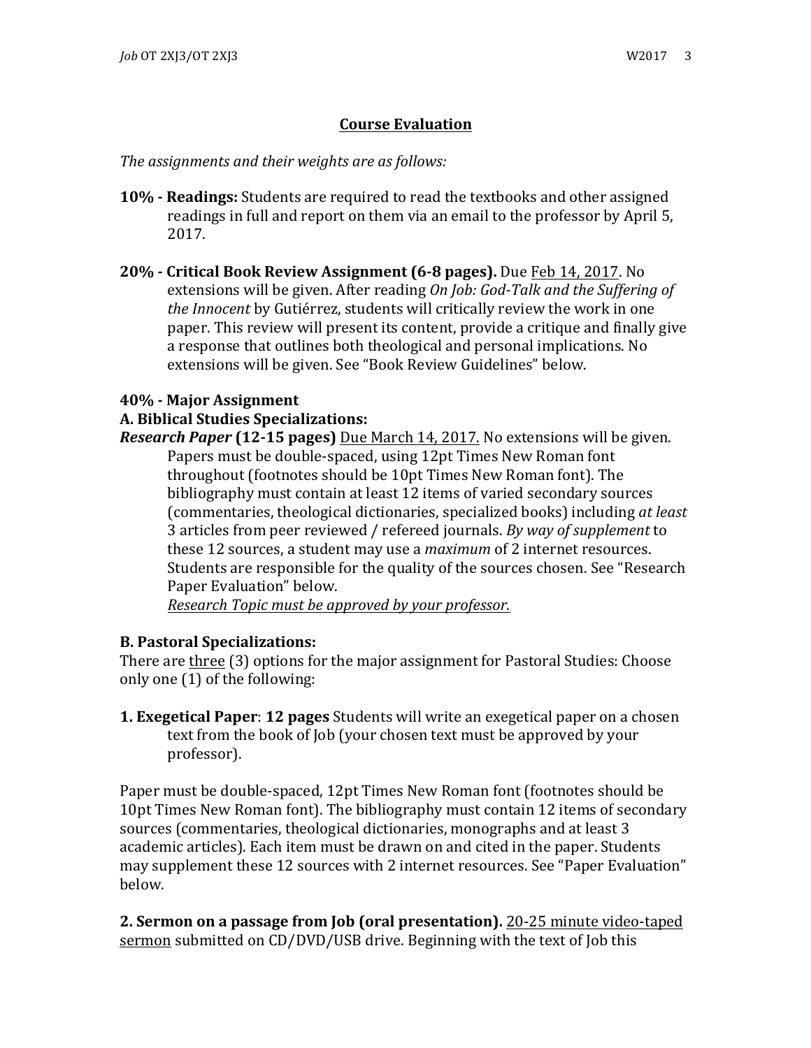## <u>Course Evaluation</u>

*The assignments and their weights are as follows:*

**10% - Readings:** Students are required to read the textbooks and other assigned readings in full and report on them via an email to the professor by April 5, 2017.

**20% - Critical Book Review Assignment (6-8 pages).** Due <u>Feb 14, 2017</u>. No extensions will be given. After reading *On Job: God-Talk and the Suffering of the Innocent* by Gutiérrez, students will critically review the work in one paper. This review will present its content, provide a critique and finally give a response that outlines both theological and personal implications. No extensions will be given. See "Book Review Guidelines" below.

**40% - Major Assignment**

**A. Biblical Studies Specializations:**

***Research Paper* (12-15 pages)** <u>Due March 14, 2017.</u> No extensions will be given. Papers must be double-spaced, using 12pt Times New Roman font throughout (footnotes should be 10pt Times New Roman font). The bibliography must contain at least 12 items of varied secondary sources (commentaries, theological dictionaries, specialized books) including *at least* 3 articles from peer reviewed / refereed journals. *By way of supplement* to these 12 sources, a student may use a *maximum* of 2 internet resources. Students are responsible for the quality of the sources chosen. See "Research Paper Evaluation" below.

*<u>Research Topic must be approved by your professor.</u>*

**B. Pastoral Specializations:**

There are <u>three</u> (3) options for the major assignment for Pastoral Studies: Choose only one (1) of the following:

**1. Exegetical Paper**: **12 pages** Students will write an exegetical paper on a chosen text from the book of Job (your chosen text must be approved by your professor).

Paper must be double-spaced, 12pt Times New Roman font (footnotes should be 10pt Times New Roman font). The bibliography must contain 12 items of secondary sources (commentaries, theological dictionaries, monographs and at least 3 academic articles). Each item must be drawn on and cited in the paper. Students may supplement these 12 sources with 2 internet resources. See "Paper Evaluation" below.

**2. Sermon on a passage from Job (oral presentation).** <u>20-25 minute video-taped sermon</u> submitted on CD/DVD/USB drive. Beginning with the text of Job this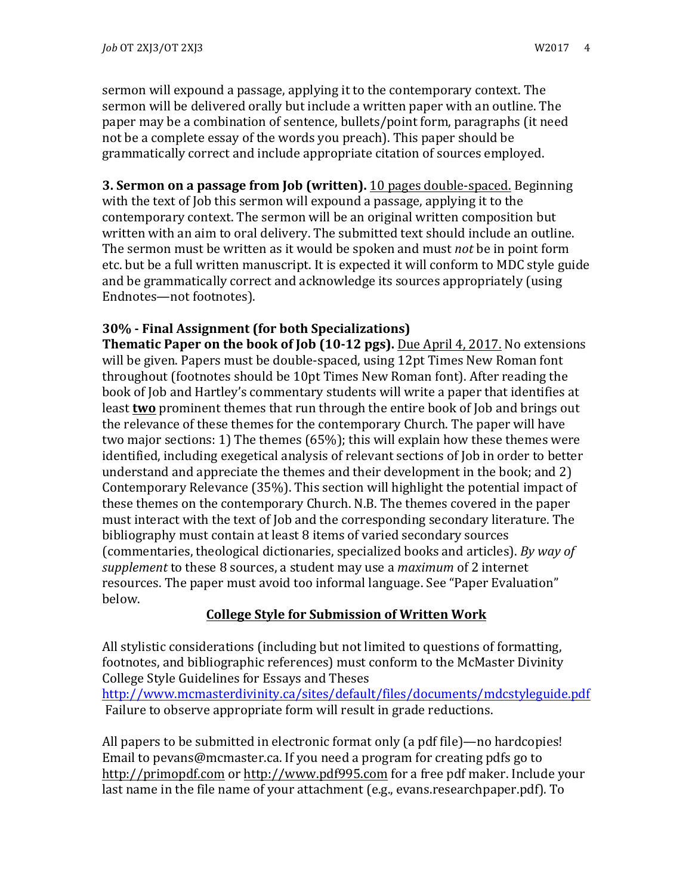sermon will expound a passage, applying it to the contemporary context. The sermon will be delivered orally but include a written paper with an outline. The paper may be a combination of sentence, bullets/point form, paragraphs (it need not be a complete essay of the words you preach). This paper should be grammatically correct and include appropriate citation of sources employed.

**3. Sermon on a passage from Job (written).** 10 pages double-spaced. Beginning with the text of Job this sermon will expound a passage, applying it to the contemporary context. The sermon will be an original written composition but written with an aim to oral delivery. The submitted text should include an outline. The sermon must be written as it would be spoken and must *not* be in point form etc. but be a full written manuscript. It is expected it will conform to MDC style guide and be grammatically correct and acknowledge its sources appropriately (using Endnotes—not footnotes).

**30% - Final Assignment (for both Specializations)**
**Thematic Paper on the book of Job (10-12 pgs).** Due April 4, 2017. No extensions will be given. Papers must be double-spaced, using 12pt Times New Roman font throughout (footnotes should be 10pt Times New Roman font). After reading the book of Job and Hartley's commentary students will write a paper that identifies at least **two** prominent themes that run through the entire book of Job and brings out the relevance of these themes for the contemporary Church. The paper will have two major sections: 1) The themes (65%); this will explain how these themes were identified, including exegetical analysis of relevant sections of Job in order to better understand and appreciate the themes and their development in the book; and 2) Contemporary Relevance (35%). This section will highlight the potential impact of these themes on the contemporary Church. N.B. The themes covered in the paper must interact with the text of Job and the corresponding secondary literature. The bibliography must contain at least 8 items of varied secondary sources (commentaries, theological dictionaries, specialized books and articles). *By way of supplement* to these 8 sources, a student may use a *maximum* of 2 internet resources. The paper must avoid too informal language. See "Paper Evaluation" below.

## College Style for Submission of Written Work

All stylistic considerations (including but not limited to questions of formatting, footnotes, and bibliographic references) must conform to the McMaster Divinity College Style Guidelines for Essays and Theses
http://www.mcmasterdivinity.ca/sites/default/files/documents/mdcstyleguide.pdf
Failure to observe appropriate form will result in grade reductions.

All papers to be submitted in electronic format only (a pdf file)—no hardcopies! Email to pevans@mcmaster.ca. If you need a program for creating pdfs go to http://primopdf.com or http://www.pdf995.com for a free pdf maker. Include your last name in the file name of your attachment (e.g., evans.researchpaper.pdf). To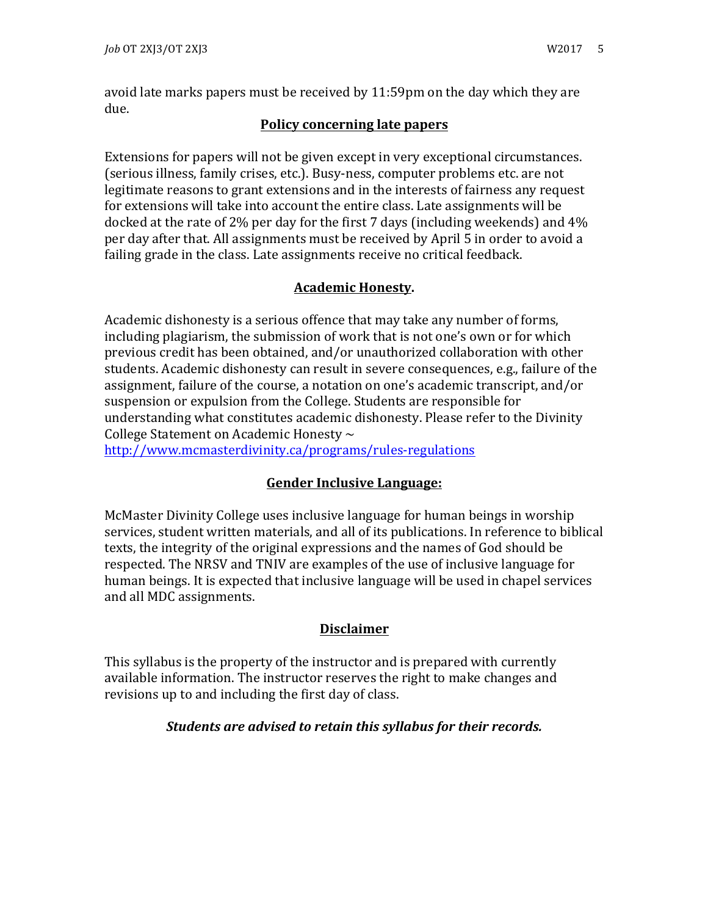avoid late marks papers must be received by 11:59pm on the day which they are due.

## Policy concerning late papers

Extensions for papers will not be given except in very exceptional circumstances. (serious illness, family crises, etc.). Busy-ness, computer problems etc. are not legitimate reasons to grant extensions and in the interests of fairness any request for extensions will take into account the entire class. Late assignments will be docked at the rate of 2% per day for the first 7 days (including weekends) and 4% per day after that. All assignments must be received by April 5 in order to avoid a failing grade in the class. Late assignments receive no critical feedback.

## Academic Honesty.

Academic dishonesty is a serious offence that may take any number of forms, including plagiarism, the submission of work that is not one's own or for which previous credit has been obtained, and/or unauthorized collaboration with other students. Academic dishonesty can result in severe consequences, e.g., failure of the assignment, failure of the course, a notation on one's academic transcript, and/or suspension or expulsion from the College. Students are responsible for understanding what constitutes academic dishonesty. Please refer to the Divinity College Statement on Academic Honesty ~ [http://www.mcmasterdivinity.ca/programs/rules-regulations](http://www.mcmasterdivinity.ca/programs/rules-regulations)

## Gender Inclusive Language:

McMaster Divinity College uses inclusive language for human beings in worship services, student written materials, and all of its publications. In reference to biblical texts, the integrity of the original expressions and the names of God should be respected. The NRSV and TNIV are examples of the use of inclusive language for human beings. It is expected that inclusive language will be used in chapel services and all MDC assignments.

## Disclaimer

This syllabus is the property of the instructor and is prepared with currently available information. The instructor reserves the right to make changes and revisions up to and including the first day of class.

***Students are advised to retain this syllabus for their records.***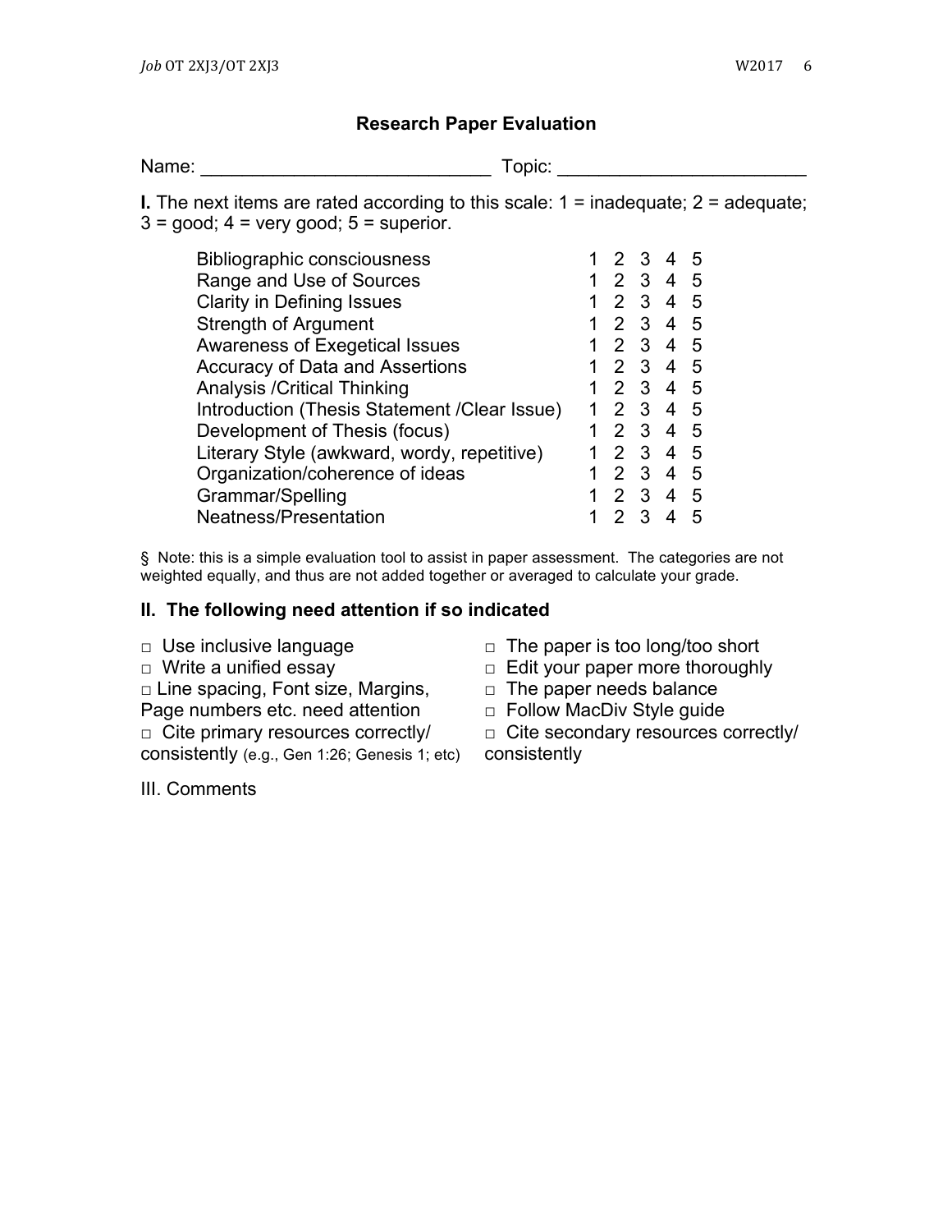## Research Paper Evaluation

Name: ___________________________ Topic: _______________________

**I.** The next items are rated according to this scale: 1 = inadequate; 2 = adequate; 3 = good; 4 = very good; 5 = superior.

| Item | Rating |
|---|---|
| Bibliographic consciousness | 1 2 3 4 5 |
| Range and Use of Sources | 1 2 3 4 5 |
| Clarity in Defining Issues | 1 2 3 4 5 |
| Strength of Argument | 1 2 3 4 5 |
| Awareness of Exegetical Issues | 1 2 3 4 5 |
| Accuracy of Data and Assertions | 1 2 3 4 5 |
| Analysis /Critical Thinking | 1 2 3 4 5 |
| Introduction (Thesis Statement /Clear Issue) | 1 2 3 4 5 |
| Development of Thesis (focus) | 1 2 3 4 5 |
| Literary Style (awkward, wordy, repetitive) | 1 2 3 4 5 |
| Organization/coherence of ideas | 1 2 3 4 5 |
| Grammar/Spelling | 1 2 3 4 5 |
| Neatness/Presentation | 1 2 3 4 5 |

§ Note: this is a simple evaluation tool to assist in paper assessment. The categories are not weighted equally, and thus are not added together or averaged to calculate your grade.

### II. The following need attention if so indicated

- □ Use inclusive language
- □ Write a unified essay
- □ Line spacing, Font size, Margins, Page numbers etc. need attention
- □ Cite primary resources correctly/ consistently (e.g., Gen 1:26; Genesis 1; etc)
- □ The paper is too long/too short
- □ Edit your paper more thoroughly
- □ The paper needs balance
- □ Follow MacDiv Style guide
- □ Cite secondary resources correctly/ consistently

III. Comments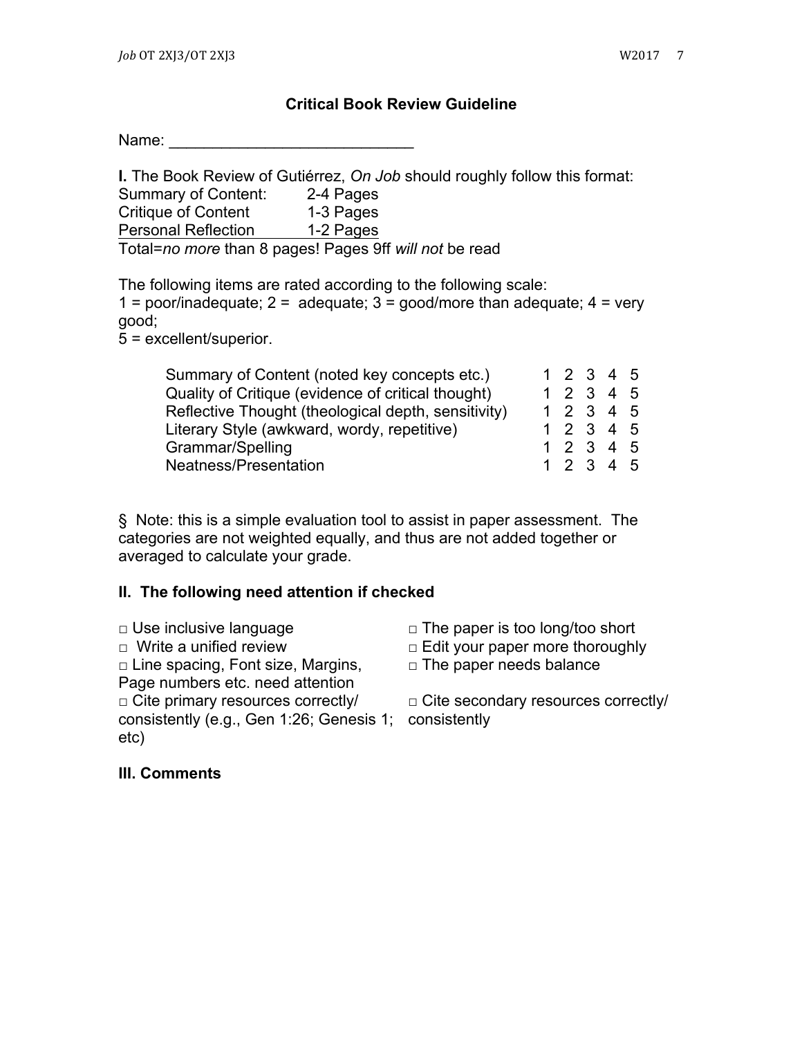## Critical Book Review Guideline

Name: ___________________________

**I.** The Book Review of Gutiérrez, *On Job* should roughly follow this format:

| | |
|---|---|
| Summary of Content: | 2-4 Pages |
| Critique of Content | 1-3 Pages |
| Personal Reflection | 1-2 Pages |

Total=*no more* than 8 pages! Pages 9ff *will not* be read

The following items are rated according to the following scale:
1 = poor/inadequate; 2 = adequate; 3 = good/more than adequate; 4 = very good;
5 = excellent/superior.

| | | | | | |
|---|---|---|---|---|---|
| Summary of Content (noted key concepts etc.) | 1 | 2 | 3 | 4 | 5 |
| Quality of Critique (evidence of critical thought) | 1 | 2 | 3 | 4 | 5 |
| Reflective Thought (theological depth, sensitivity) | 1 | 2 | 3 | 4 | 5 |
| Literary Style (awkward, wordy, repetitive) | 1 | 2 | 3 | 4 | 5 |
| Grammar/Spelling | 1 | 2 | 3 | 4 | 5 |
| Neatness/Presentation | 1 | 2 | 3 | 4 | 5 |

§ Note: this is a simple evaluation tool to assist in paper assessment. The categories are not weighted equally, and thus are not added together or averaged to calculate your grade.

### II. The following need attention if checked

- □ Use inclusive language
- □ Write a unified review
- □ Line spacing, Font size, Margins, Page numbers etc. need attention
- □ Cite primary resources correctly/ consistently (e.g., Gen 1:26; Genesis 1; etc)
- □ The paper is too long/too short
- □ Edit your paper more thoroughly
- □ The paper needs balance
- □ Cite secondary resources correctly/ consistently

### III. Comments